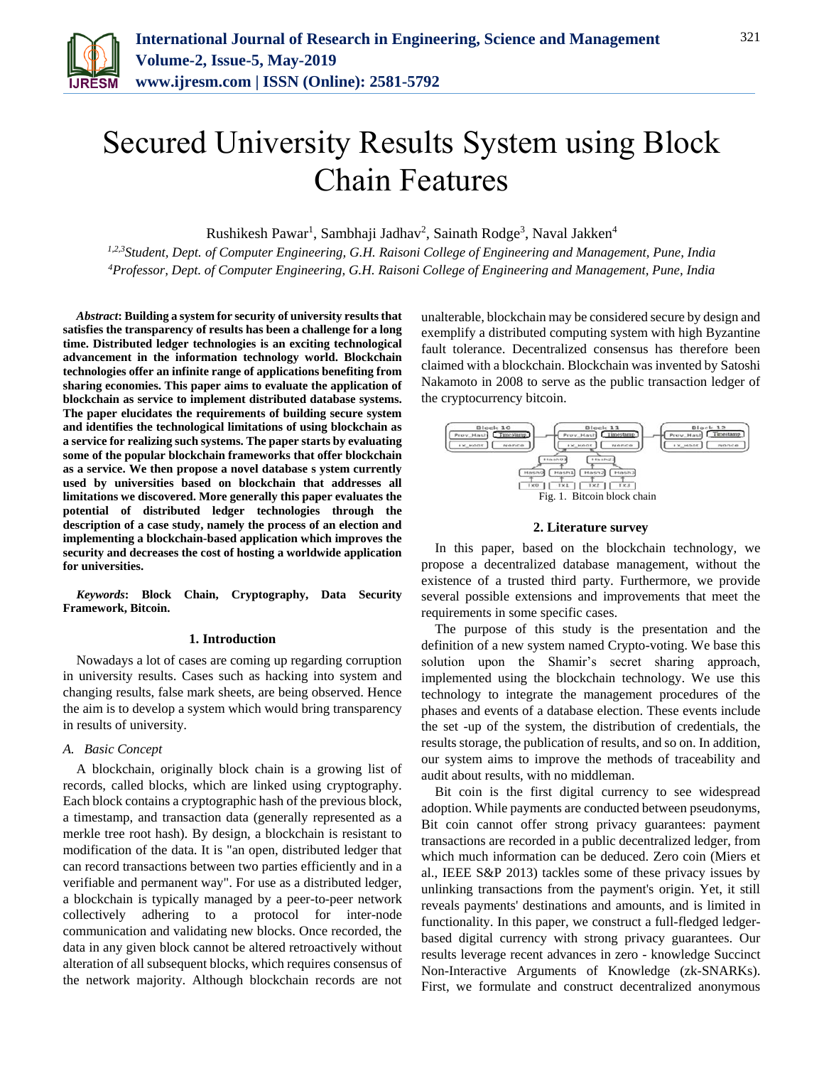# Secured University Results System using Block Chain Features

Rushikesh Pawar[1], Sambhaji Jadhav[2], Sainath Rodge[3], Naval Jakken[4]

[1,2,3]*Student, Dept. of Computer Engineering, G.H. Raisoni College of Engineering and Management, Pune, India*
[4]*Professor, Dept. of Computer Engineering, G.H. Raisoni College of Engineering and Management, Pune, India*

***Abstract*: Building a system for security of university results that satisfies the transparency of results has been a challenge for a long time. Distributed ledger technologies is an exciting technological advancement in the information technology world. Blockchain technologies offer an infinite range of applications benefiting from sharing economies. This paper aims to evaluate the application of blockchain as service to implement distributed database systems. The paper elucidates the requirements of building secure system and identifies the technological limitations of using blockchain as a service for realizing such systems. The paper starts by evaluating some of the popular blockchain frameworks that offer blockchain as a service. We then propose a novel database s ystem currently used by universities based on blockchain that addresses all limitations we discovered. More generally this paper evaluates the potential of distributed ledger technologies through the description of a case study, namely the process of an election and implementing a blockchain-based application which improves the security and decreases the cost of hosting a worldwide application for universities.**

***Keywords*: Block Chain, Cryptography, Data Security Framework, Bitcoin.**

## 1. Introduction

Nowadays a lot of cases are coming up regarding corruption in university results. Cases such as hacking into system and changing results, false mark sheets, are being observed. Hence the aim is to develop a system which would bring transparency in results of university.

### *A. Basic Concept*

A blockchain, originally block chain is a growing list of records, called blocks, which are linked using cryptography. Each block contains a cryptographic hash of the previous block, a timestamp, and transaction data (generally represented as a merkle tree root hash). By design, a blockchain is resistant to modification of the data. It is "an open, distributed ledger that can record transactions between two parties efficiently and in a verifiable and permanent way". For use as a distributed ledger, a blockchain is typically managed by a peer-to-peer network collectively adhering to a protocol for inter-node communication and validating new blocks. Once recorded, the data in any given block cannot be altered retroactively without alteration of all subsequent blocks, which requires consensus of the network majority. Although blockchain records are not unalterable, blockchain may be considered secure by design and exemplify a distributed computing system with high Byzantine fault tolerance. Decentralized consensus has therefore been claimed with a blockchain. Blockchain was invented by Satoshi Nakamoto in 2008 to serve as the public transaction ledger of the cryptocurrency bitcoin.

Fig. 1. Bitcoin block chain

## 2. Literature survey

In this paper, based on the blockchain technology, we propose a decentralized database management, without the existence of a trusted third party. Furthermore, we provide several possible extensions and improvements that meet the requirements in some specific cases.

The purpose of this study is the presentation and the definition of a new system named Crypto-voting. We base this solution upon the Shamir's secret sharing approach, implemented using the blockchain technology. We use this technology to integrate the management procedures of the phases and events of a database election. These events include the set -up of the system, the distribution of credentials, the results storage, the publication of results, and so on. In addition, our system aims to improve the methods of traceability and audit about results, with no middleman.

Bit coin is the first digital currency to see widespread adoption. While payments are conducted between pseudonyms, Bit coin cannot offer strong privacy guarantees: payment transactions are recorded in a public decentralized ledger, from which much information can be deduced. Zero coin (Miers et al., IEEE S&P 2013) tackles some of these privacy issues by unlinking transactions from the payment's origin. Yet, it still reveals payments' destinations and amounts, and is limited in functionality. In this paper, we construct a full-fledged ledger-based digital currency with strong privacy guarantees. Our results leverage recent advances in zero - knowledge Succinct Non-Interactive Arguments of Knowledge (zk-SNARKs). First, we formulate and construct decentralized anonymous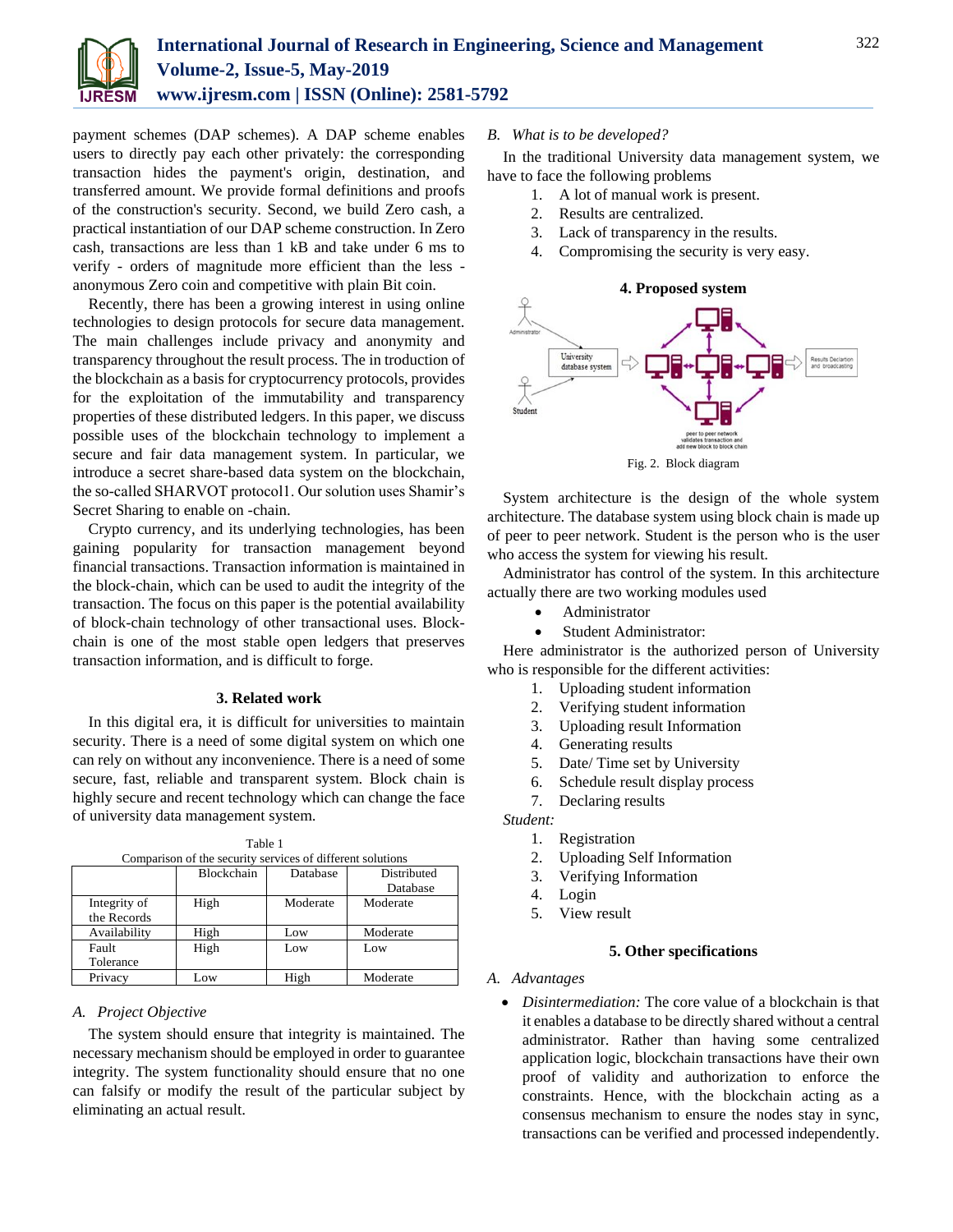payment schemes (DAP schemes). A DAP scheme enables users to directly pay each other privately: the corresponding transaction hides the payment's origin, destination, and transferred amount. We provide formal definitions and proofs of the construction's security. Second, we build Zero cash, a practical instantiation of our DAP scheme construction. In Zero cash, transactions are less than 1 kB and take under 6 ms to verify - orders of magnitude more efficient than the less - anonymous Zero coin and competitive with plain Bit coin.

Recently, there has been a growing interest in using online technologies to design protocols for secure data management. The main challenges include privacy and anonymity and transparency throughout the result process. The in troduction of the blockchain as a basis for cryptocurrency protocols, provides for the exploitation of the immutability and transparency properties of these distributed ledgers. In this paper, we discuss possible uses of the blockchain technology to implement a secure and fair data management system. In particular, we introduce a secret share-based data system on the blockchain, the so-called SHARVOT protocol1. Our solution uses Shamir's Secret Sharing to enable on -chain.

Crypto currency, and its underlying technologies, has been gaining popularity for transaction management beyond financial transactions. Transaction information is maintained in the block-chain, which can be used to audit the integrity of the transaction. The focus on this paper is the potential availability of block-chain technology of other transactional uses. Block-chain is one of the most stable open ledgers that preserves transaction information, and is difficult to forge.

## 3. Related work

In this digital era, it is difficult for universities to maintain security. There is a need of some digital system on which one can rely on without any inconvenience. There is a need of some secure, fast, reliable and transparent system. Block chain is highly secure and recent technology which can change the face of university data management system.

Table 1
Comparison of the security services of different solutions

| | Blockchain | Database | Distributed Database |
|---|---|---|---|
| Integrity of the Records | High | Moderate | Moderate |
| Availability | High | Low | Moderate |
| Fault Tolerance | High | Low | Low |
| Privacy | Low | High | Moderate |

### *A. Project Objective*

The system should ensure that integrity is maintained. The necessary mechanism should be employed in order to guarantee integrity. The system functionality should ensure that no one can falsify or modify the result of the particular subject by eliminating an actual result.

### *B. What is to be developed?*

In the traditional University data management system, we have to face the following problems

1. A lot of manual work is present.
2. Results are centralized.
3. Lack of transparency in the results.
4. Compromising the security is very easy.

## 4. Proposed system

Fig. 2. Block diagram

System architecture is the design of the whole system architecture. The database system using block chain is made up of peer to peer network. Student is the person who is the user who access the system for viewing his result.

Administrator has control of the system. In this architecture actually there are two working modules used

- Administrator
- Student Administrator:

Here administrator is the authorized person of University who is responsible for the different activities:

1. Uploading student information
2. Verifying student information
3. Uploading result Information
4. Generating results
5. Date/ Time set by University
6. Schedule result display process
7. Declaring results

*Student:*

1. Registration
2. Uploading Self Information
3. Verifying Information
4. Login
5. View result

## 5. Other specifications

### *A. Advantages*

- *Disintermediation:* The core value of a blockchain is that it enables a database to be directly shared without a central administrator. Rather than having some centralized application logic, blockchain transactions have their own proof of validity and authorization to enforce the constraints. Hence, with the blockchain acting as a consensus mechanism to ensure the nodes stay in sync, transactions can be verified and processed independently.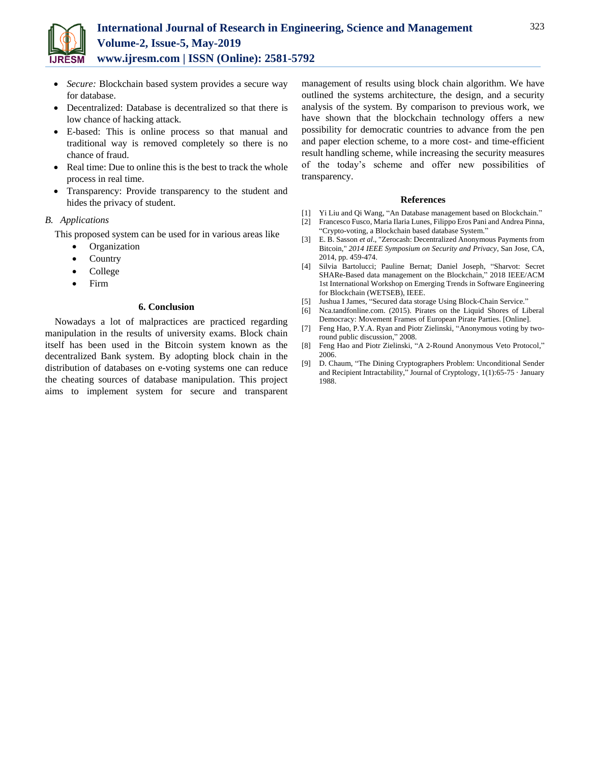- *Secure:* Blockchain based system provides a secure way for database.
- Decentralized: Database is decentralized so that there is low chance of hacking attack.
- E-based: This is online process so that manual and traditional way is removed completely so there is no chance of fraud.
- Real time: Due to online this is the best to track the whole process in real time.
- Transparency: Provide transparency to the student and hides the privacy of student.

### *B. Applications*

This proposed system can be used for in various areas like

- Organization
- Country
- College
- Firm

## 6. Conclusion

Nowadays a lot of malpractices are practiced regarding manipulation in the results of university exams. Block chain itself has been used in the Bitcoin system known as the decentralized Bank system. By adopting block chain in the distribution of databases on e-voting systems one can reduce the cheating sources of database manipulation. This project aims to implement system for secure and transparent management of results using block chain algorithm. We have outlined the systems architecture, the design, and a security analysis of the system. By comparison to previous work, we have shown that the blockchain technology offers a new possibility for democratic countries to advance from the pen and paper election scheme, to a more cost- and time-efficient result handling scheme, while increasing the security measures of the today's scheme and offer new possibilities of transparency.

## References

[1] Yi Liu and Qi Wang, "An Database management based on Blockchain."

[2] Francesco Fusco, Maria Ilaria Lunes, Filippo Eros Pani and Andrea Pinna, "Crypto-voting, a Blockchain based database System."

[3] E. B. Sasson *et al*., "Zerocash: Decentralized Anonymous Payments from Bitcoin," *2014 IEEE Symposium on Security and Privacy*, San Jose, CA, 2014, pp. 459-474.

[4] Silvia Bartolucci; Pauline Bernat; Daniel Joseph, "Sharvot: Secret SHARe-Based data management on the Blockchain," 2018 IEEE/ACM 1st International Workshop on Emerging Trends in Software Engineering for Blockchain (WETSEB), IEEE.

[5] Jushua I James, "Secured data storage Using Block-Chain Service."

[6] Nca.tandfonline.com. (2015). Pirates on the Liquid Shores of Liberal Democracy: Movement Frames of European Pirate Parties. [Online].

[7] Feng Hao, P.Y.A. Ryan and Piotr Zielinski, "Anonymous voting by two-round public discussion," 2008.

[8] Feng Hao and Piotr Zielinski, "A 2-Round Anonymous Veto Protocol," 2006.

[9] D. Chaum, "The Dining Cryptographers Problem: Unconditional Sender and Recipient Intractability," Journal of Cryptology, 1(1):65-75 · January 1988.